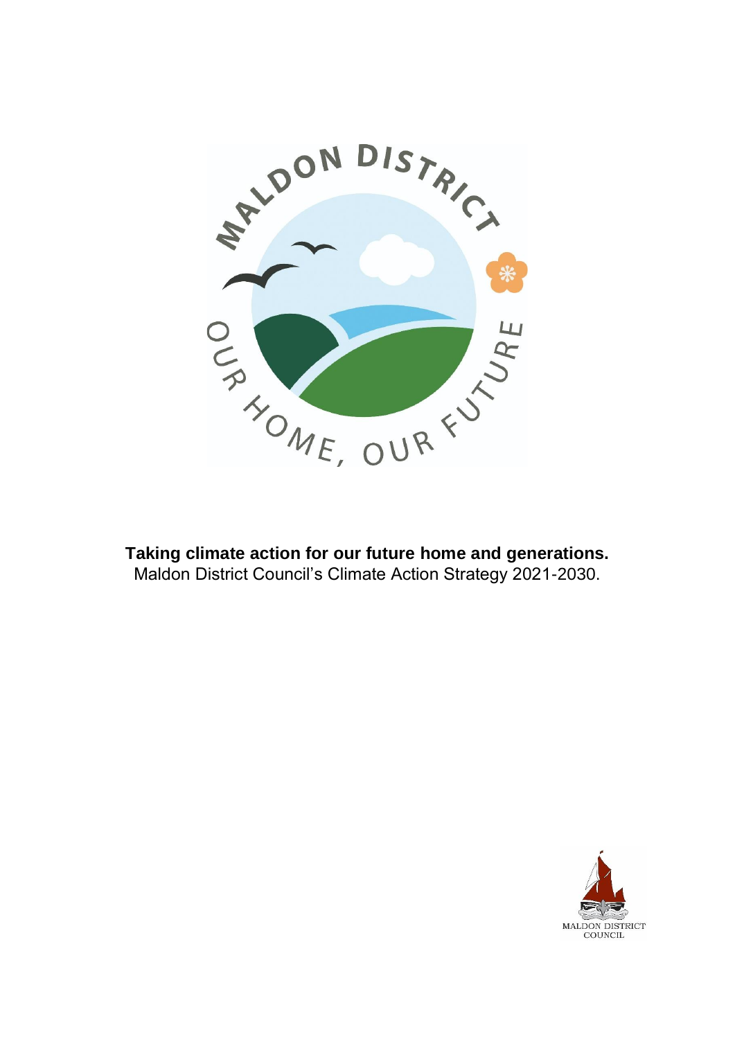**Taking climate action for our future home and generations.**

Maldon District Council's Climate Action Strategy 2021-2030.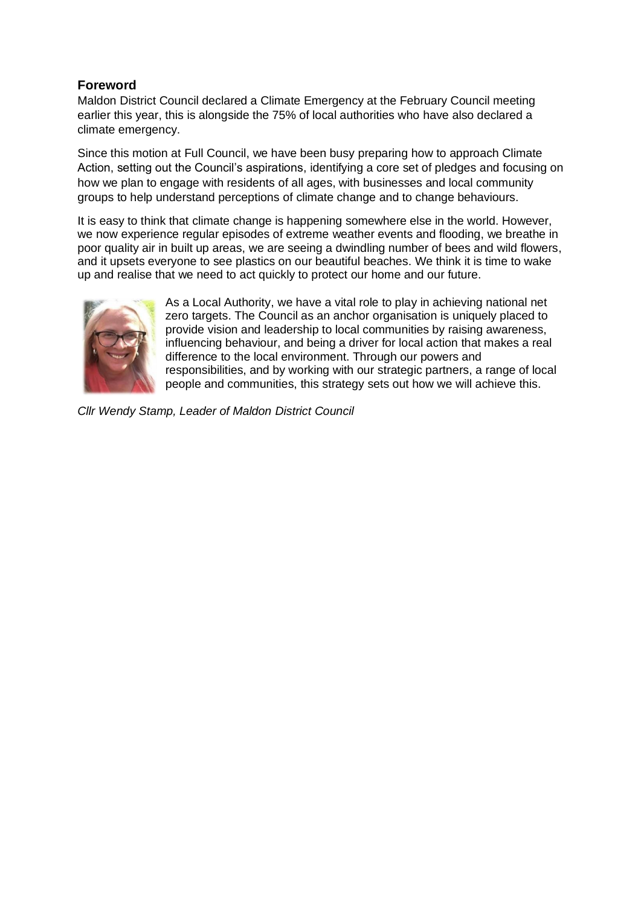## Foreword

Maldon District Council declared a Climate Emergency at the February Council meeting earlier this year, this is alongside the 75% of local authorities who have also declared a climate emergency.

Since this motion at Full Council, we have been busy preparing how to approach Climate Action, setting out the Council's aspirations, identifying a core set of pledges and focusing on how we plan to engage with residents of all ages, with businesses and local community groups to help understand perceptions of climate change and to change behaviours.

It is easy to think that climate change is happening somewhere else in the world. However, we now experience regular episodes of extreme weather events and flooding, we breathe in poor quality air in built up areas, we are seeing a dwindling number of bees and wild flowers, and it upsets everyone to see plastics on our beautiful beaches. We think it is time to wake up and realise that we need to act quickly to protect our home and our future.

As a Local Authority, we have a vital role to play in achieving national net zero targets. The Council as an anchor organisation is uniquely placed to provide vision and leadership to local communities by raising awareness, influencing behaviour, and being a driver for local action that makes a real difference to the local environment. Through our powers and responsibilities, and by working with our strategic partners, a range of local people and communities, this strategy sets out how we will achieve this.

*Cllr Wendy Stamp, Leader of Maldon District Council*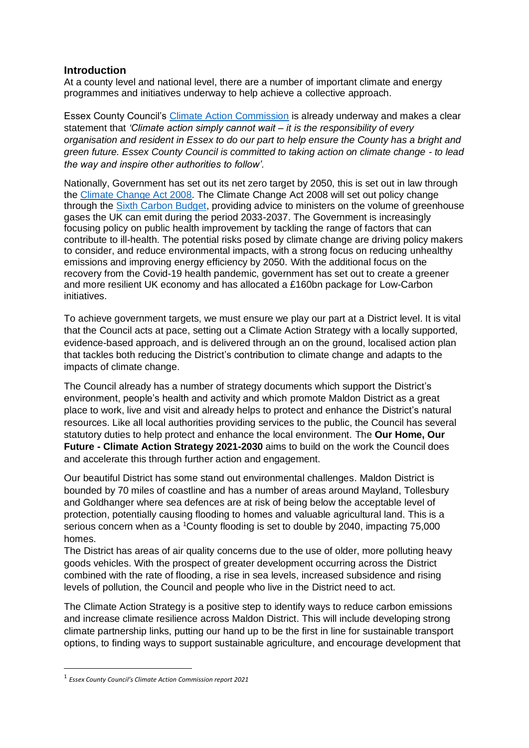## Introduction

At a county level and national level, there are a number of important climate and energy programmes and initiatives underway to help achieve a collective approach.

Essex County Council's Climate Action Commission is already underway and makes a clear statement that *'Climate action simply cannot wait – it is the responsibility of every organisation and resident in Essex to do our part to help ensure the County has a bright and green future. Essex County Council is committed to taking action on climate change - to lead the way and inspire other authorities to follow'.*

Nationally, Government has set out its net zero target by 2050, this is set out in law through the Climate Change Act 2008. The Climate Change Act 2008 will set out policy change through the Sixth Carbon Budget, providing advice to ministers on the volume of greenhouse gases the UK can emit during the period 2033-2037. The Government is increasingly focusing policy on public health improvement by tackling the range of factors that can contribute to ill-health. The potential risks posed by climate change are driving policy makers to consider, and reduce environmental impacts, with a strong focus on reducing unhealthy emissions and improving energy efficiency by 2050. With the additional focus on the recovery from the Covid-19 health pandemic, government has set out to create a greener and more resilient UK economy and has allocated a £160bn package for Low-Carbon initiatives.

To achieve government targets, we must ensure we play our part at a District level. It is vital that the Council acts at pace, setting out a Climate Action Strategy with a locally supported, evidence-based approach, and is delivered through an on the ground, localised action plan that tackles both reducing the District's contribution to climate change and adapts to the impacts of climate change.

The Council already has a number of strategy documents which support the District's environment, people's health and activity and which promote Maldon District as a great place to work, live and visit and already helps to protect and enhance the District's natural resources. Like all local authorities providing services to the public, the Council has several statutory duties to help protect and enhance the local environment. The **Our Home, Our Future - Climate Action Strategy 2021-2030** aims to build on the work the Council does and accelerate this through further action and engagement.

Our beautiful District has some stand out environmental challenges. Maldon District is bounded by 70 miles of coastline and has a number of areas around Mayland, Tollesbury and Goldhanger where sea defences are at risk of being below the acceptable level of protection, potentially causing flooding to homes and valuable agricultural land. This is a serious concern when as a [1]County flooding is set to double by 2040, impacting 75,000 homes.

The District has areas of air quality concerns due to the use of older, more polluting heavy goods vehicles. With the prospect of greater development occurring across the District combined with the rate of flooding, a rise in sea levels, increased subsidence and rising levels of pollution, the Council and people who live in the District need to act.

The Climate Action Strategy is a positive step to identify ways to reduce carbon emissions and increase climate resilience across Maldon District. This will include developing strong climate partnership links, putting our hand up to be the first in line for sustainable transport options, to finding ways to support sustainable agriculture, and encourage development that

---

[1] *Essex County Council's Climate Action Commission report 2021*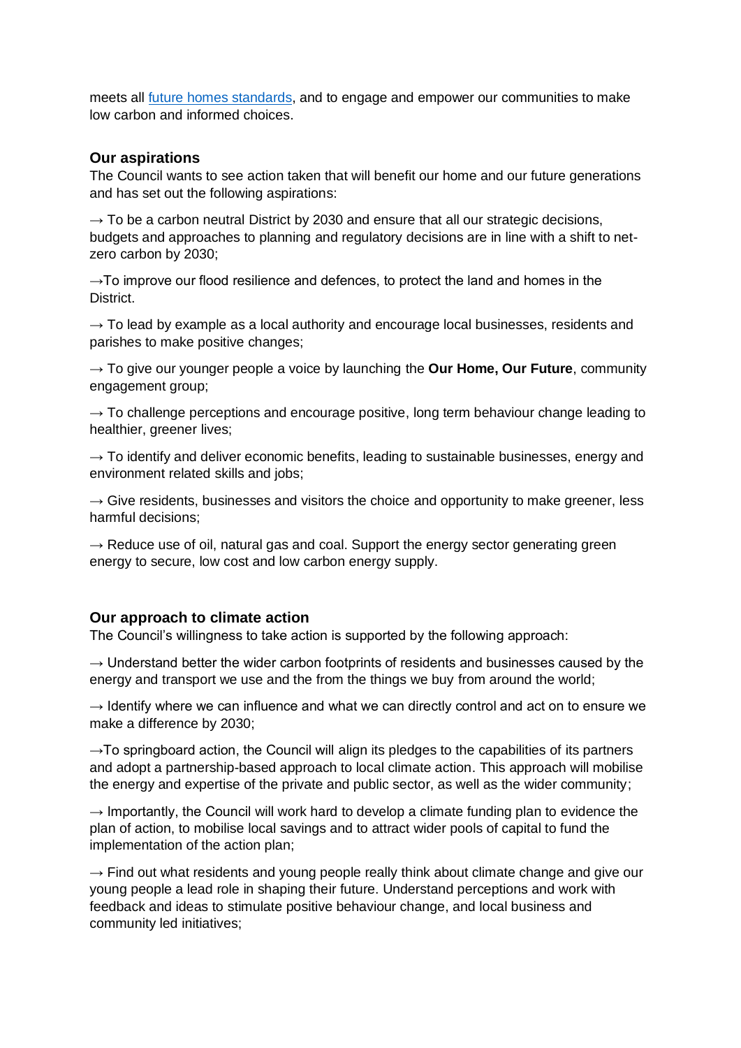meets all [future homes standards](), and to engage and empower our communities to make low carbon and informed choices.

## Our aspirations

The Council wants to see action taken that will benefit our home and our future generations and has set out the following aspirations:

→ To be a carbon neutral District by 2030 and ensure that all our strategic decisions, budgets and approaches to planning and regulatory decisions are in line with a shift to net-zero carbon by 2030;

→To improve our flood resilience and defences, to protect the land and homes in the District.

→ To lead by example as a local authority and encourage local businesses, residents and parishes to make positive changes;

→ To give our younger people a voice by launching the **Our Home, Our Future**, community engagement group;

→ To challenge perceptions and encourage positive, long term behaviour change leading to healthier, greener lives;

→ To identify and deliver economic benefits, leading to sustainable businesses, energy and environment related skills and jobs;

→ Give residents, businesses and visitors the choice and opportunity to make greener, less harmful decisions;

→ Reduce use of oil, natural gas and coal. Support the energy sector generating green energy to secure, low cost and low carbon energy supply.

## Our approach to climate action

The Council's willingness to take action is supported by the following approach:

→ Understand better the wider carbon footprints of residents and businesses caused by the energy and transport we use and the from the things we buy from around the world;

→ Identify where we can influence and what we can directly control and act on to ensure we make a difference by 2030;

→To springboard action, the Council will align its pledges to the capabilities of its partners and adopt a partnership-based approach to local climate action. This approach will mobilise the energy and expertise of the private and public sector, as well as the wider community;

→ Importantly, the Council will work hard to develop a climate funding plan to evidence the plan of action, to mobilise local savings and to attract wider pools of capital to fund the implementation of the action plan;

→ Find out what residents and young people really think about climate change and give our young people a lead role in shaping their future. Understand perceptions and work with feedback and ideas to stimulate positive behaviour change, and local business and community led initiatives;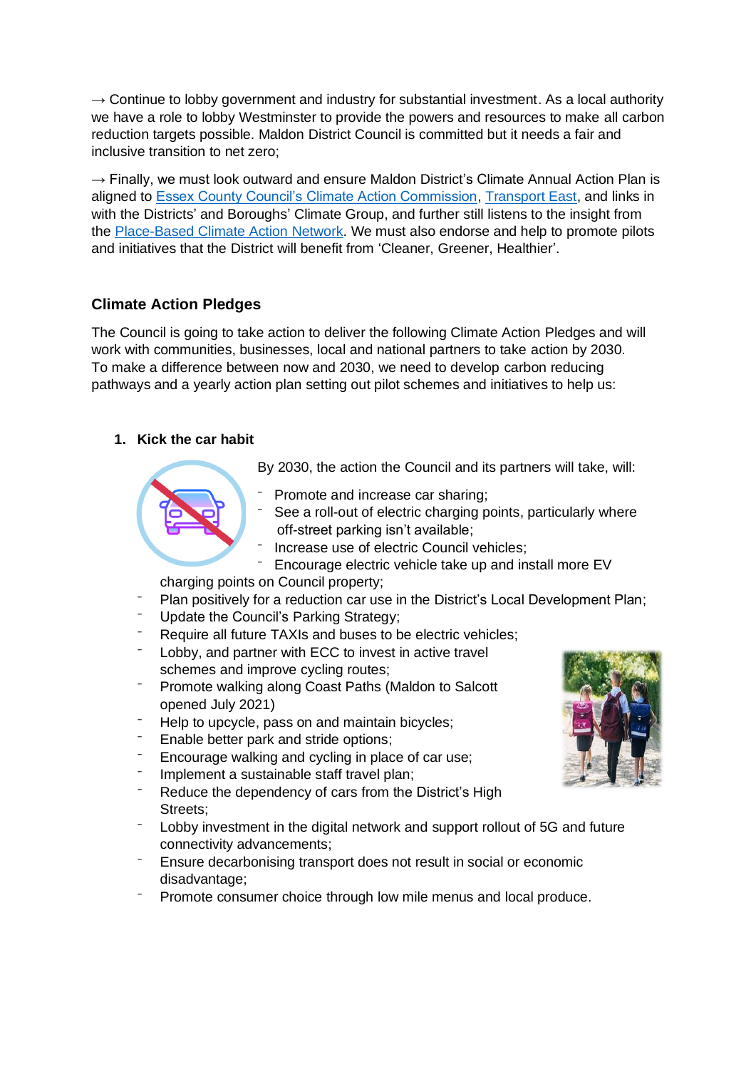→ Continue to lobby government and industry for substantial investment. As a local authority we have a role to lobby Westminster to provide the powers and resources to make all carbon reduction targets possible. Maldon District Council is committed but it needs a fair and inclusive transition to net zero;

→ Finally, we must look outward and ensure Maldon District's Climate Annual Action Plan is aligned to [Essex County Council's Climate Action Commission](), [Transport East](), and links in with the Districts' and Boroughs' Climate Group, and further still listens to the insight from the [Place-Based Climate Action Network](). We must also endorse and help to promote pilots and initiatives that the District will benefit from 'Cleaner, Greener, Healthier'.

## Climate Action Pledges

The Council is going to take action to deliver the following Climate Action Pledges and will work with communities, businesses, local and national partners to take action by 2030. To make a difference between now and 2030, we need to develop carbon reducing pathways and a yearly action plan setting out pilot schemes and initiatives to help us:

### 1. Kick the car habit

By 2030, the action the Council and its partners will take, will:

- Promote and increase car sharing;
- See a roll-out of electric charging points, particularly where off-street parking isn't available;
- Increase use of electric Council vehicles;
- Encourage electric vehicle take up and install more EV charging points on Council property;
- Plan positively for a reduction car use in the District's Local Development Plan;
- Update the Council's Parking Strategy;
- Require all future TAXIs and buses to be electric vehicles;
- Lobby, and partner with ECC to invest in active travel schemes and improve cycling routes;
- Promote walking along Coast Paths (Maldon to Salcott opened July 2021)
- Help to upcycle, pass on and maintain bicycles;
- Enable better park and stride options;
- Encourage walking and cycling in place of car use;
- Implement a sustainable staff travel plan;
- Reduce the dependency of cars from the District's High Streets;
- Lobby investment in the digital network and support rollout of 5G and future connectivity advancements;
- Ensure decarbonising transport does not result in social or economic disadvantage;
- Promote consumer choice through low mile menus and local produce.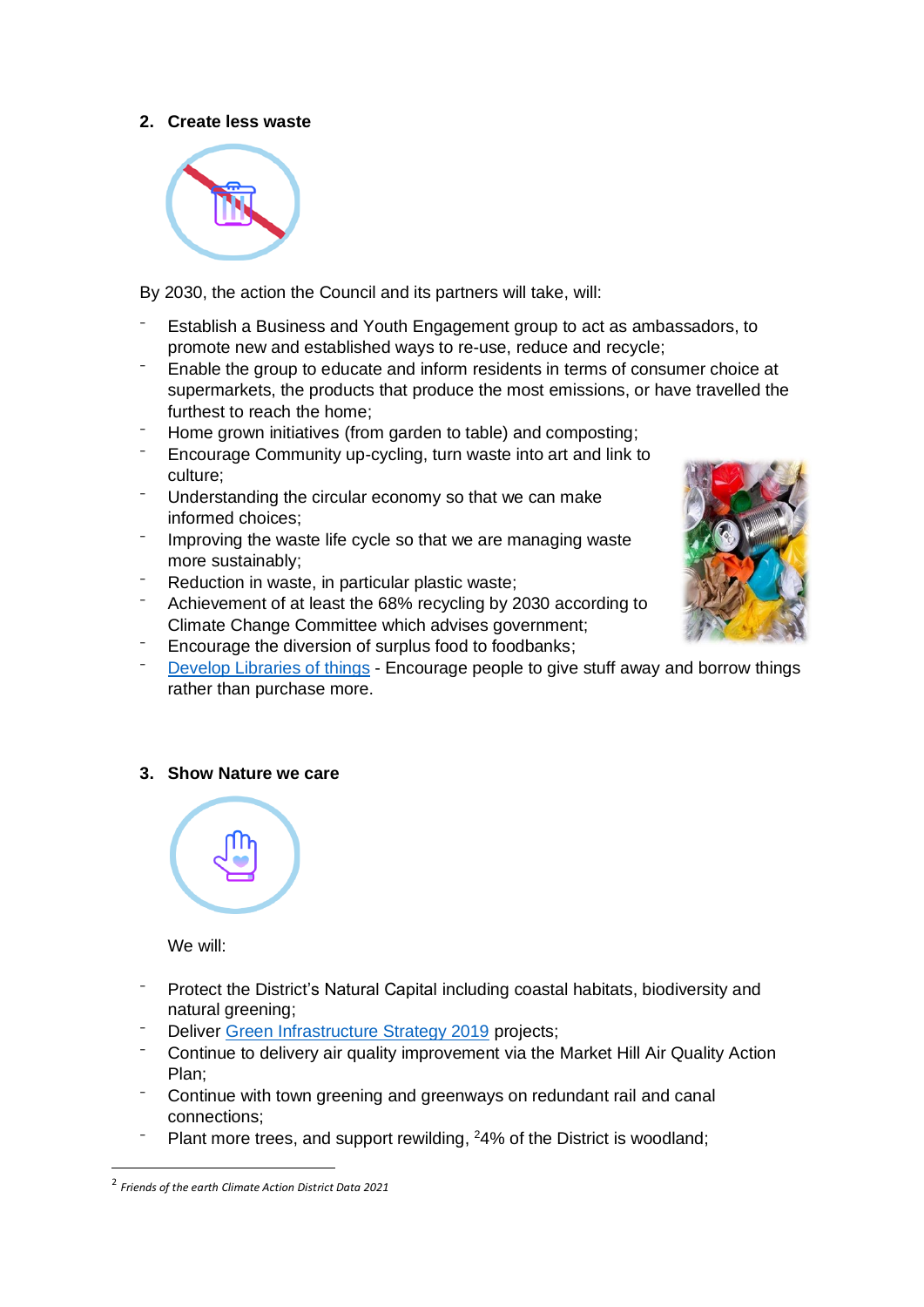## 2. Create less waste

By 2030, the action the Council and its partners will take, will:

- Establish a Business and Youth Engagement group to act as ambassadors, to promote new and established ways to re-use, reduce and recycle;
- Enable the group to educate and inform residents in terms of consumer choice at supermarkets, the products that produce the most emissions, or have travelled the furthest to reach the home;
- Home grown initiatives (from garden to table) and composting;
- Encourage Community up-cycling, turn waste into art and link to culture;
- Understanding the circular economy so that we can make informed choices;
- Improving the waste life cycle so that we are managing waste more sustainably;
- Reduction in waste, in particular plastic waste;
- Achievement of at least the 68% recycling by 2030 according to Climate Change Committee which advises government;
- Encourage the diversion of surplus food to foodbanks;
- Develop Libraries of things - Encourage people to give stuff away and borrow things rather than purchase more.

## 3. Show Nature we care

We will:

- Protect the District's Natural Capital including coastal habitats, biodiversity and natural greening;
- Deliver Green Infrastructure Strategy 2019 projects;
- Continue to delivery air quality improvement via the Market Hill Air Quality Action Plan;
- Continue with town greening and greenways on redundant rail and canal connections;
- Plant more trees, and support rewilding, [2]4% of the District is woodland;

[2] *Friends of the earth Climate Action District Data 2021*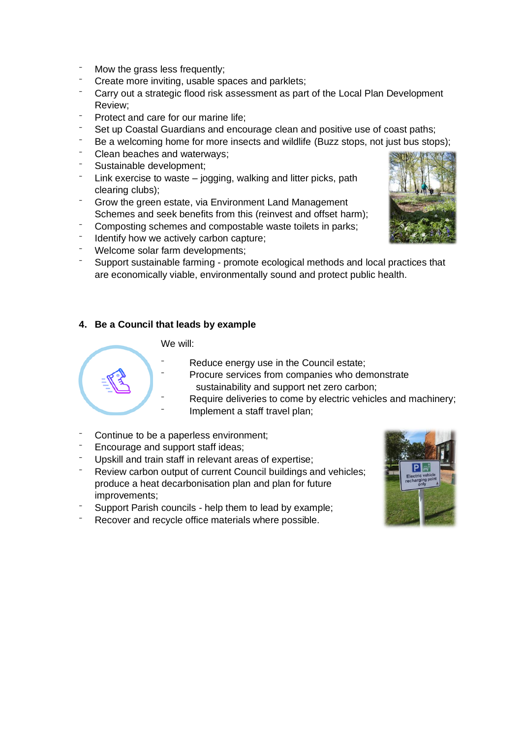- Mow the grass less frequently;
- Create more inviting, usable spaces and parklets;
- Carry out a strategic flood risk assessment as part of the Local Plan Development Review;
- Protect and care for our marine life;
- Set up Coastal Guardians and encourage clean and positive use of coast paths;
- Be a welcoming home for more insects and wildlife (Buzz stops, not just bus stops);
- Clean beaches and waterways;
- Sustainable development;
- Link exercise to waste – jogging, walking and litter picks, path clearing clubs);
- Grow the green estate, via Environment Land Management Schemes and seek benefits from this (reinvest and offset harm);
- Composting schemes and compostable waste toilets in parks;
- Identify how we actively carbon capture;
- Welcome solar farm developments;
- Support sustainable farming - promote ecological methods and local practices that are economically viable, environmentally sound and protect public health.

## 4. Be a Council that leads by example

We will:

- Reduce energy use in the Council estate;
- Procure services from companies who demonstrate sustainability and support net zero carbon;
- Require deliveries to come by electric vehicles and machinery;
- Implement a staff travel plan;
- Continue to be a paperless environment;
- Encourage and support staff ideas;
- Upskill and train staff in relevant areas of expertise;
- Review carbon output of current Council buildings and vehicles; produce a heat decarbonisation plan and plan for future improvements;
- Support Parish councils - help them to lead by example;
- Recover and recycle office materials where possible.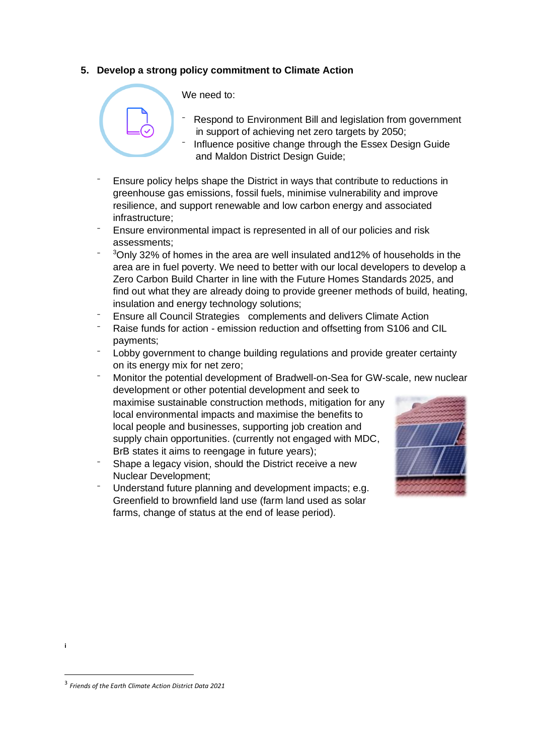## 5. Develop a strong policy commitment to Climate Action

We need to:

- Respond to Environment Bill and legislation from government in support of achieving net zero targets by 2050;
- Influence positive change through the Essex Design Guide and Maldon District Design Guide;
- Ensure policy helps shape the District in ways that contribute to reductions in greenhouse gas emissions, fossil fuels, minimise vulnerability and improve resilience, and support renewable and low carbon energy and associated infrastructure;
- Ensure environmental impact is represented in all of our policies and risk assessments;
- [3]Only 32% of homes in the area are well insulated and12% of households in the area are in fuel poverty. We need to better with our local developers to develop a Zero Carbon Build Charter in line with the Future Homes Standards 2025, and find out what they are already doing to provide greener methods of build, heating, insulation and energy technology solutions;
- Ensure all Council Strategies  complements and delivers Climate Action
- Raise funds for action - emission reduction and offsetting from S106 and CIL payments;
- Lobby government to change building regulations and provide greater certainty on its energy mix for net zero;
- Monitor the potential development of Bradwell-on-Sea for GW-scale, new nuclear development or other potential development and seek to maximise sustainable construction methods, mitigation for any local environmental impacts and maximise the benefits to local people and businesses, supporting job creation and supply chain opportunities. (currently not engaged with MDC, BrB states it aims to reengage in future years);
- Shape a legacy vision, should the District receive a new Nuclear Development;
- Understand future planning and development impacts; e.g. Greenfield to brownfield land use (farm land used as solar farms, change of status at the end of lease period).

i

[3] *Friends of the Earth Climate Action District Data 2021*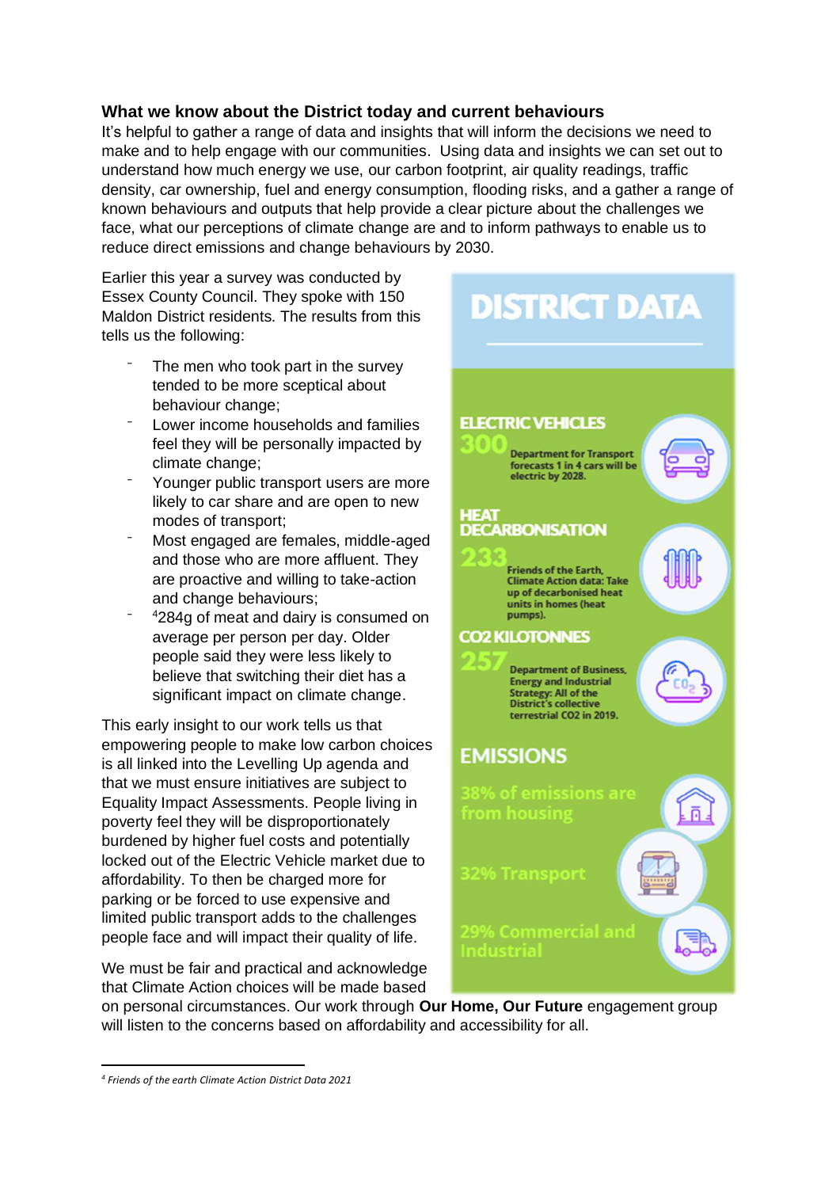### What we know about the District today and current behaviours

It's helpful to gather a range of data and insights that will inform the decisions we need to make and to help engage with our communities. Using data and insights we can set out to understand how much energy we use, our carbon footprint, air quality readings, traffic density, car ownership, fuel and energy consumption, flooding risks, and a gather a range of known behaviours and outputs that help provide a clear picture about the challenges we face, what our perceptions of climate change are and to inform pathways to enable us to reduce direct emissions and change behaviours by 2030.

Earlier this year a survey was conducted by Essex County Council. They spoke with 150 Maldon District residents. The results from this tells us the following:

- The men who took part in the survey tended to be more sceptical about behaviour change;
- Lower income households and families feel they will be personally impacted by climate change;
- Younger public transport users are more likely to car share and are open to new modes of transport;
- Most engaged are females, middle-aged and those who are more affluent. They are proactive and willing to take-action and change behaviours;
- [4]284g of meat and dairy is consumed on average per person per day. Older people said they were less likely to believe that switching their diet has a significant impact on climate change.

This early insight to our work tells us that empowering people to make low carbon choices is all linked into the Levelling Up agenda and that we must ensure initiatives are subject to Equality Impact Assessments. People living in poverty feel they will be disproportionately burdened by higher fuel costs and potentially locked out of the Electric Vehicle market due to affordability. To then be charged more for parking or be forced to use expensive and limited public transport adds to the challenges people face and will impact their quality of life.

We must be fair and practical and acknowledge that Climate Action choices will be made based on personal circumstances. Our work through **Our Home, Our Future** engagement group will listen to the concerns based on affordability and accessibility for all.

**DISTRICT DATA**

**ELECTRIC VEHICLES**
**300** Department for Transport forecasts 1 in 4 cars will be electric by 2028.

**HEAT DECARBONISATION**
**233** Friends of the Earth, Climate Action data: Take up of decarbonised heat units in homes (heat pumps).

**CO2 KILOTONNES**
**257** Department of Business, Energy and Industrial Strategy: All of the District's collective terrestrial CO2 in 2019.

**EMISSIONS**
- 38% of emissions are from housing
- 32% Transport
- 29% Commercial and Industrial

---

[4] *Friends of the earth Climate Action District Data 2021*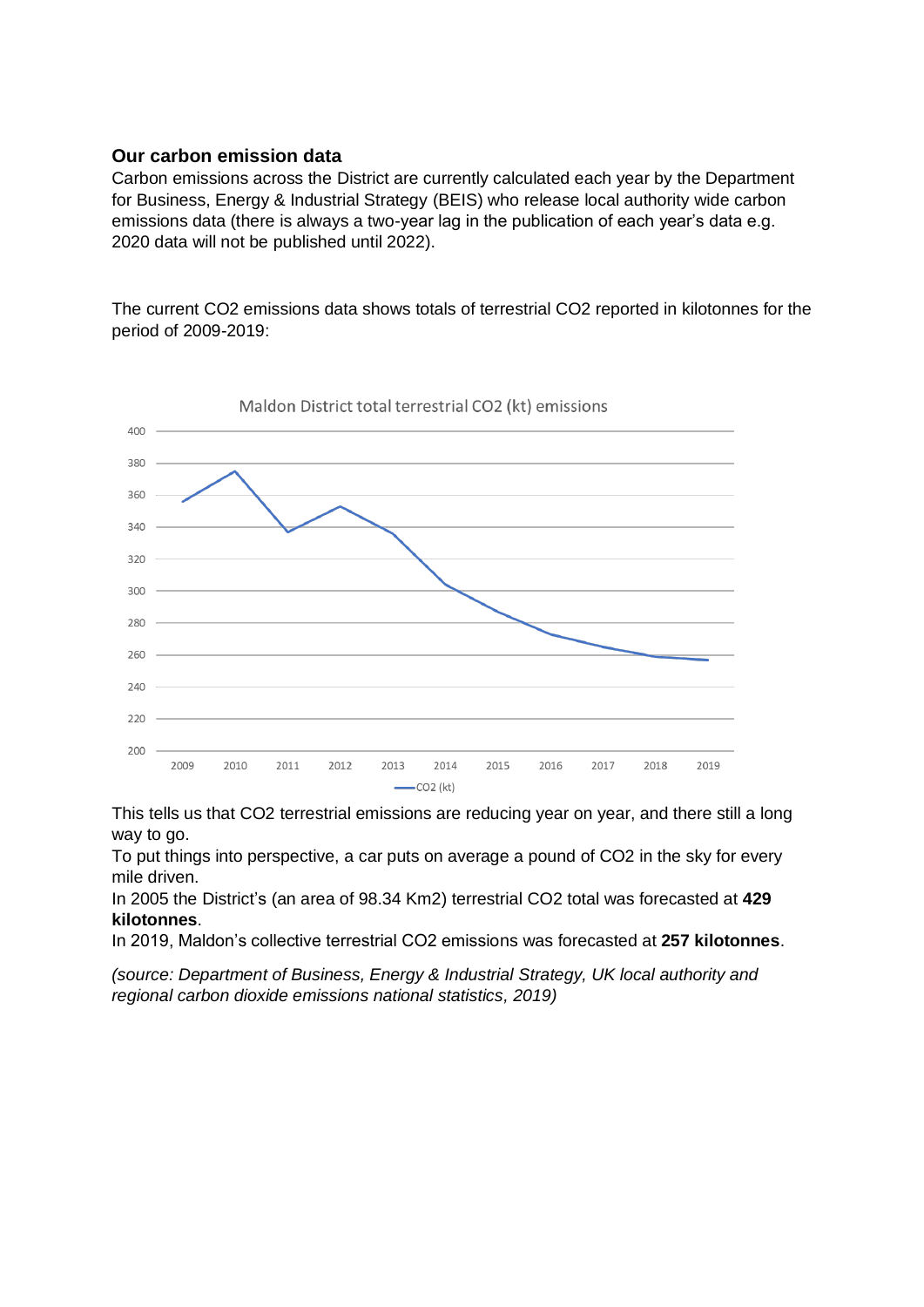### Our carbon emission data

Carbon emissions across the District are currently calculated each year by the Department for Business, Energy & Industrial Strategy (BEIS) who release local authority wide carbon emissions data (there is always a two-year lag in the publication of each year's data e.g. 2020 data will not be published until 2022).

The current $CO_2$ emissions data shows totals of terrestrial $CO_2$ reported in kilotonnes for the period of 2009-2019:

This tells us that $CO_2$ terrestrial emissions are reducing year on year, and there still a long way to go.

To put things into perspective, a car puts on average a pound of $CO_2$ in the sky for every mile driven.

In 2005 the District's (an area of 98.34 Km2) terrestrial $CO_2$ total was forecasted at **429 kilotonnes**.

In 2019, Maldon's collective terrestrial $CO_2$ emissions was forecasted at **257 kilotonnes**.

*(source: Department of Business, Energy & Industrial Strategy, UK local authority and regional carbon dioxide emissions national statistics, 2019)*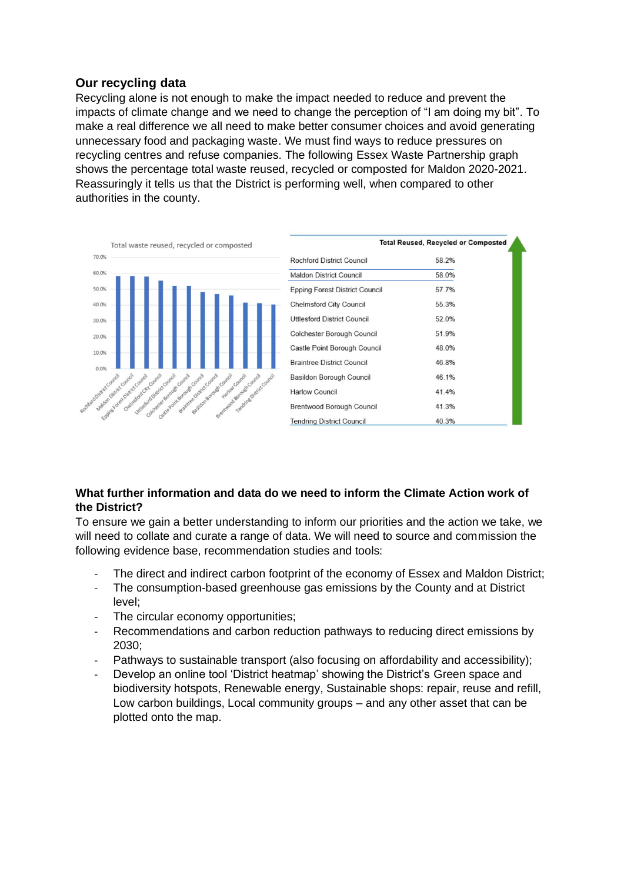## Our recycling data

Recycling alone is not enough to make the impact needed to reduce and prevent the impacts of climate change and we need to change the perception of "I am doing my bit". To make a real difference we all need to make better consumer choices and avoid generating unnecessary food and packaging waste. We must find ways to reduce pressures on recycling centres and refuse companies. The following Essex Waste Partnership graph shows the percentage total waste reused, recycled or composted for Maldon 2020-2021. Reassuringly it tells us that the District is performing well, when compared to other authorities in the county.

| | Total Reused, Recycled or Composted |
|---|---|
| Rochford District Council | 58.2% |
| Maldon District Council | 58.0% |
| Epping Forest District Council | 57.7% |
| Chelmsford City Council | 55.3% |
| Uttlesford District Council | 52.0% |
| Colchester Borough Council | 51.9% |
| Castle Point Borough Council | 48.0% |
| Braintree District Council | 46.8% |
| Basildon Borough Council | 46.1% |
| Harlow Council | 41.4% |
| Brentwood Borough Council | 41.3% |
| Tendring District Council | 40.3% |

## What further information and data do we need to inform the Climate Action work of the District?

To ensure we gain a better understanding to inform our priorities and the action we take, we will need to collate and curate a range of data. We will need to source and commission the following evidence base, recommendation studies and tools:

- The direct and indirect carbon footprint of the economy of Essex and Maldon District;
- The consumption-based greenhouse gas emissions by the County and at District level;
- The circular economy opportunities;
- Recommendations and carbon reduction pathways to reducing direct emissions by 2030;
- Pathways to sustainable transport (also focusing on affordability and accessibility);
- Develop an online tool 'District heatmap' showing the District's Green space and biodiversity hotspots, Renewable energy, Sustainable shops: repair, reuse and refill, Low carbon buildings, Local community groups – and any other asset that can be plotted onto the map.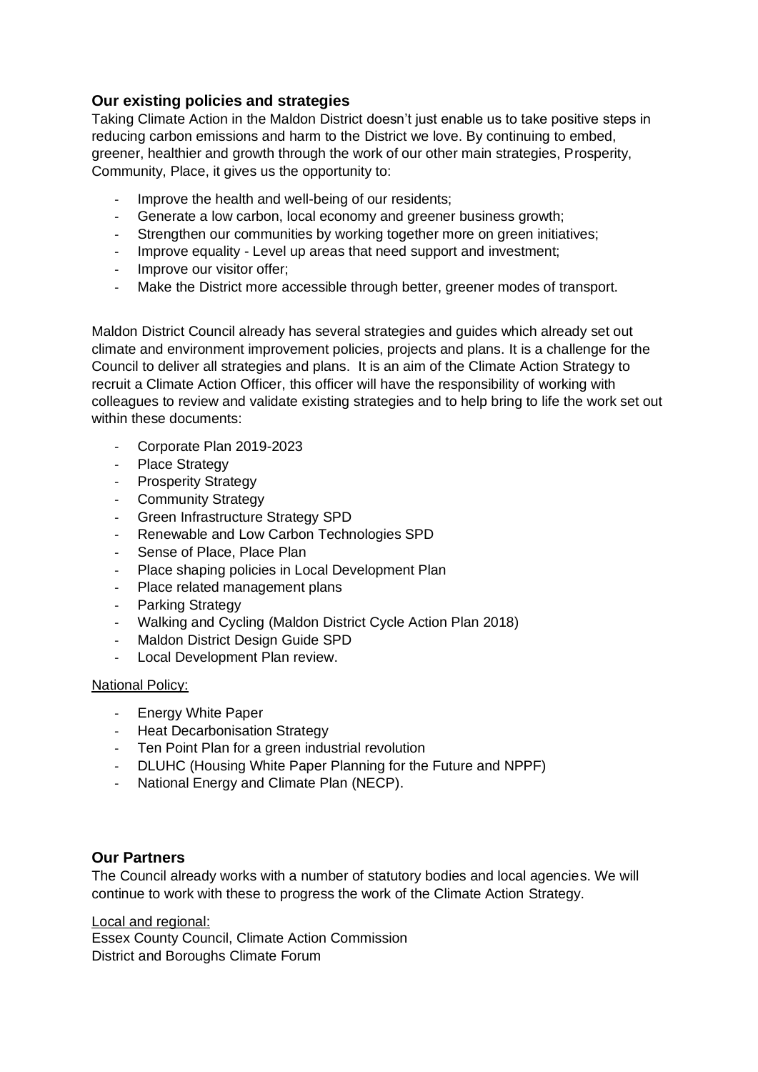## Our existing policies and strategies

Taking Climate Action in the Maldon District doesn't just enable us to take positive steps in reducing carbon emissions and harm to the District we love. By continuing to embed, greener, healthier and growth through the work of our other main strategies, Prosperity, Community, Place, it gives us the opportunity to:

- Improve the health and well-being of our residents;
- Generate a low carbon, local economy and greener business growth;
- Strengthen our communities by working together more on green initiatives;
- Improve equality - Level up areas that need support and investment;
- Improve our visitor offer;
- Make the District more accessible through better, greener modes of transport.

Maldon District Council already has several strategies and guides which already set out climate and environment improvement policies, projects and plans. It is a challenge for the Council to deliver all strategies and plans. It is an aim of the Climate Action Strategy to recruit a Climate Action Officer, this officer will have the responsibility of working with colleagues to review and validate existing strategies and to help bring to life the work set out within these documents:

- Corporate Plan 2019-2023
- Place Strategy
- Prosperity Strategy
- Community Strategy
- Green Infrastructure Strategy SPD
- Renewable and Low Carbon Technologies SPD
- Sense of Place, Place Plan
- Place shaping policies in Local Development Plan
- Place related management plans
- Parking Strategy
- Walking and Cycling (Maldon District Cycle Action Plan 2018)
- Maldon District Design Guide SPD
- Local Development Plan review.

<u>National Policy:</u>

- Energy White Paper
- Heat Decarbonisation Strategy
- Ten Point Plan for a green industrial revolution
- DLUHC (Housing White Paper Planning for the Future and NPPF)
- National Energy and Climate Plan (NECP).

## Our Partners

The Council already works with a number of statutory bodies and local agencies. We will continue to work with these to progress the work of the Climate Action Strategy.

<u>Local and regional:</u>

Essex County Council, Climate Action Commission
District and Boroughs Climate Forum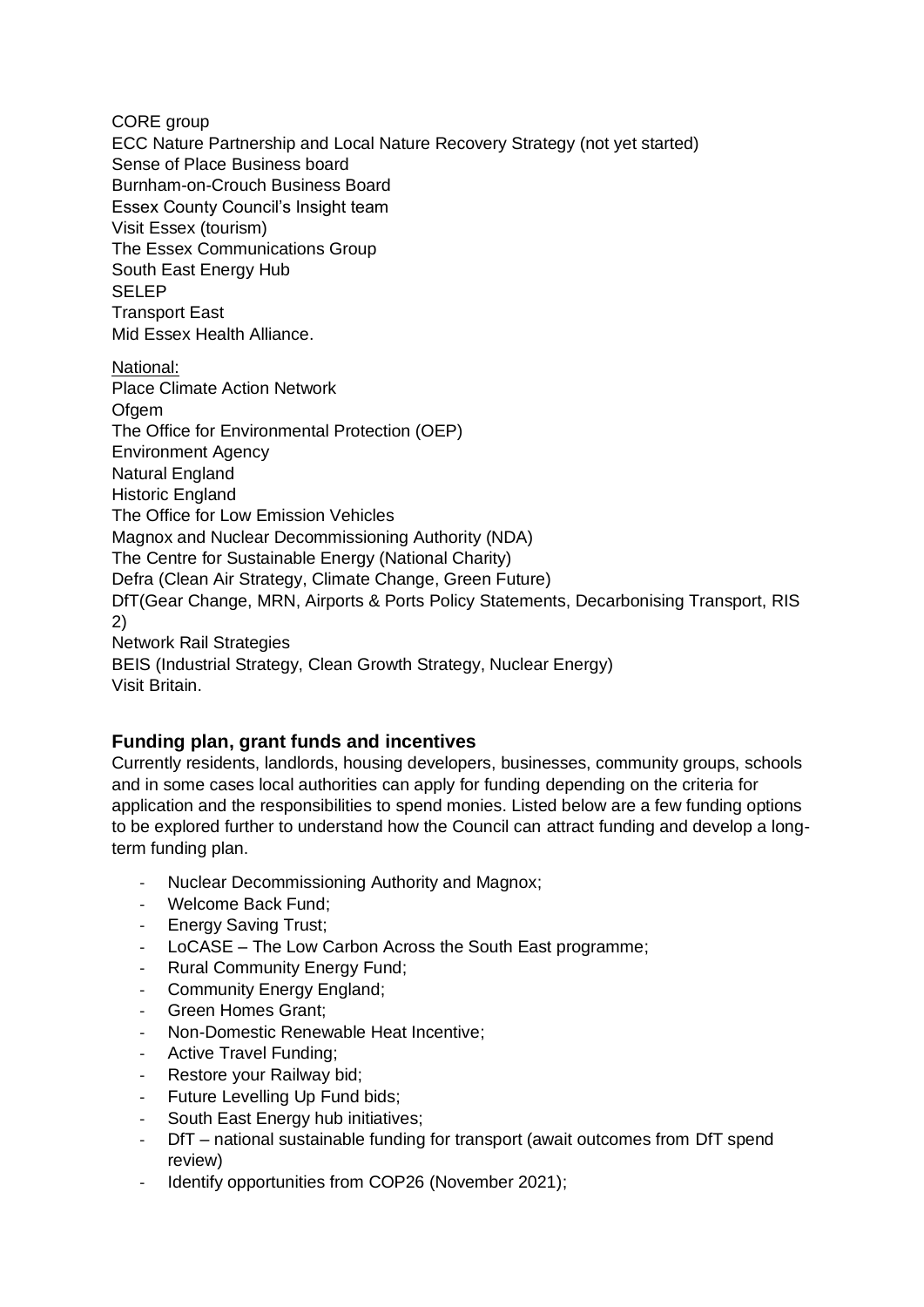CORE group
ECC Nature Partnership and Local Nature Recovery Strategy (not yet started)
Sense of Place Business board
Burnham-on-Crouch Business Board
Essex County Council's Insight team
Visit Essex (tourism)
The Essex Communications Group
South East Energy Hub
SELEP
Transport East
Mid Essex Health Alliance.

National:
Place Climate Action Network
Ofgem
The Office for Environmental Protection (OEP)
Environment Agency
Natural England
Historic England
The Office for Low Emission Vehicles
Magnox and Nuclear Decommissioning Authority (NDA)
The Centre for Sustainable Energy (National Charity)
Defra (Clean Air Strategy, Climate Change, Green Future)
DfT(Gear Change, MRN, Airports & Ports Policy Statements, Decarbonising Transport, RIS 2)
Network Rail Strategies
BEIS (Industrial Strategy, Clean Growth Strategy, Nuclear Energy)
Visit Britain.

## Funding plan, grant funds and incentives

Currently residents, landlords, housing developers, businesses, community groups, schools and in some cases local authorities can apply for funding depending on the criteria for application and the responsibilities to spend monies. Listed below are a few funding options to be explored further to understand how the Council can attract funding and develop a long-term funding plan.

- Nuclear Decommissioning Authority and Magnox;
- Welcome Back Fund;
- Energy Saving Trust;
- LoCASE – The Low Carbon Across the South East programme;
- Rural Community Energy Fund;
- Community Energy England;
- Green Homes Grant;
- Non-Domestic Renewable Heat Incentive;
- Active Travel Funding;
- Restore your Railway bid;
- Future Levelling Up Fund bids;
- South East Energy hub initiatives;
- DfT – national sustainable funding for transport (await outcomes from DfT spend review)
- Identify opportunities from COP26 (November 2021);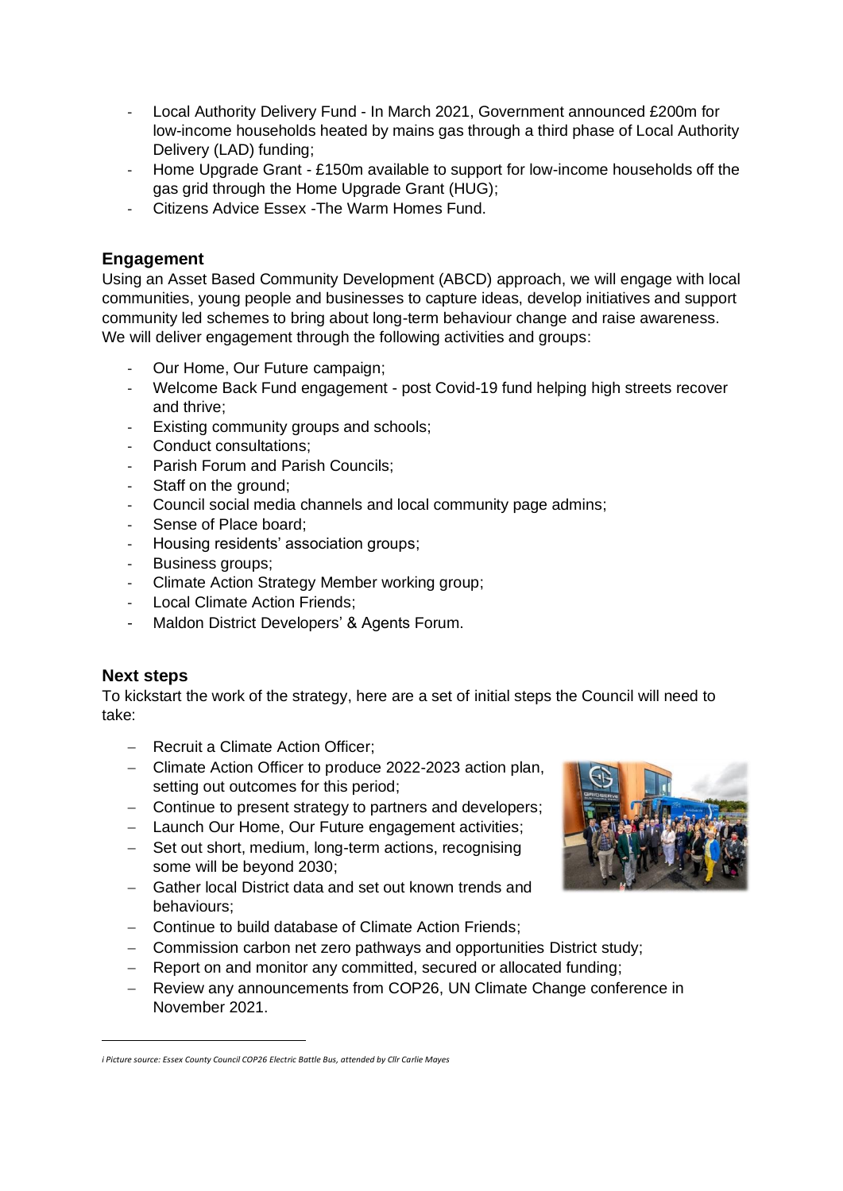- Local Authority Delivery Fund - In March 2021, Government announced £200m for low-income households heated by mains gas through a third phase of Local Authority Delivery (LAD) funding;
- Home Upgrade Grant - £150m available to support for low-income households off the gas grid through the Home Upgrade Grant (HUG);
- Citizens Advice Essex -The Warm Homes Fund.

## Engagement

Using an Asset Based Community Development (ABCD) approach, we will engage with local communities, young people and businesses to capture ideas, develop initiatives and support community led schemes to bring about long-term behaviour change and raise awareness. We will deliver engagement through the following activities and groups:

- Our Home, Our Future campaign;
- Welcome Back Fund engagement - post Covid-19 fund helping high streets recover and thrive;
- Existing community groups and schools;
- Conduct consultations;
- Parish Forum and Parish Councils;
- Staff on the ground;
- Council social media channels and local community page admins;
- Sense of Place board;
- Housing residents' association groups;
- Business groups;
- Climate Action Strategy Member working group;
- Local Climate Action Friends;
- Maldon District Developers' & Agents Forum.

## Next steps

To kickstart the work of the strategy, here are a set of initial steps the Council will need to take:

- Recruit a Climate Action Officer;
- Climate Action Officer to produce 2022-2023 action plan, setting out outcomes for this period;
- Continue to present strategy to partners and developers;
- Launch Our Home, Our Future engagement activities;
- Set out short, medium, long-term actions, recognising some will be beyond 2030;
- Gather local District data and set out known trends and behaviours;
- Continue to build database of Climate Action Friends;
- Commission carbon net zero pathways and opportunities District study;
- Report on and monitor any committed, secured or allocated funding;
- Review any announcements from COP26, UN Climate Change conference in November 2021.

*i Picture source: Essex County Council COP26 Electric Battle Bus, attended by Cllr Carlie Mayes*